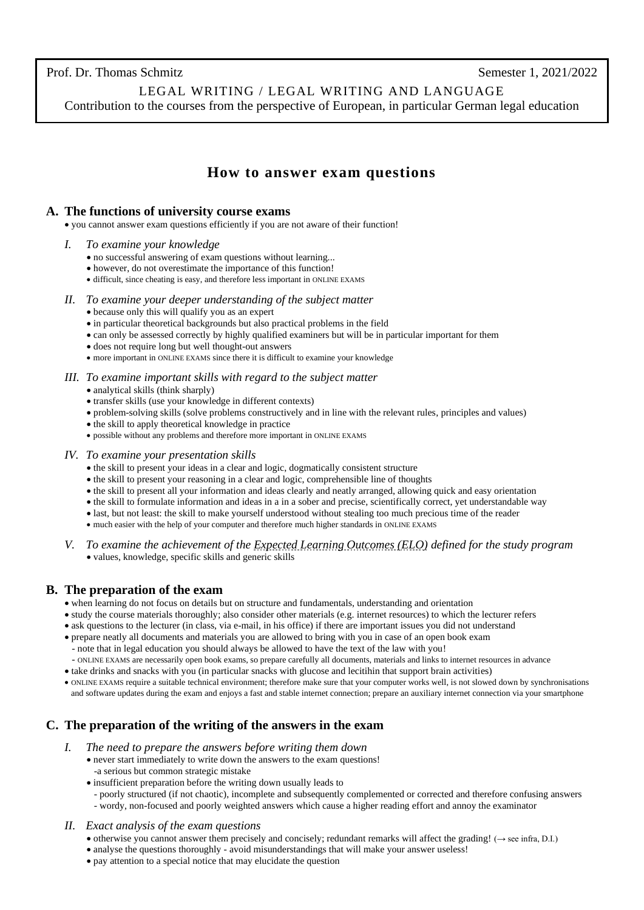Prof. Dr. Thomas Schmitz — Semester 1, 2021/2022

LEGAL WRITING / LEGAL WRITING AND LANGUAGE

Contribution to the courses from the perspective of European, in particular German legal education

# How to answer exam questions

## A. The functions of university course exams

- you cannot answer exam questions efficiently if you are not aware of their function!

### *I. To examine your knowledge*

- no successful answering of exam questions without learning...
- however, do not overestimate the importance of this function!
- difficult, since cheating is easy, and therefore less important in ONLINE EXAMS

### *II. To examine your deeper understanding of the subject matter*

- because only this will qualify you as an expert
- in particular theoretical backgrounds but also practical problems in the field
- can only be assessed correctly by highly qualified examiners but will be in particular important for them
- does not require long but well thought-out answers
- more important in ONLINE EXAMS since there it is difficult to examine your knowledge

### *III. To examine important skills with regard to the subject matter*

- analytical skills (think sharply)
- transfer skills (use your knowledge in different contexts)
- problem-solving skills (solve problems constructively and in line with the relevant rules, principles and values)
- the skill to apply theoretical knowledge in practice
- possible without any problems and therefore more important in ONLINE EXAMS

### *IV. To examine your presentation skills*

- the skill to present your ideas in a clear and logic, dogmatically consistent structure
- the skill to present your reasoning in a clear and logic, comprehensible line of thoughts
- the skill to present all your information and ideas clearly and neatly arranged, allowing quick and easy orientation
- the skill to formulate information and ideas in a in a sober and precise, scientifically correct, yet understandable way
- last, but not least: the skill to make yourself understood without stealing too much precious time of the reader
- much easier with the help of your computer and therefore much higher standards in ONLINE EXAMS

### *V. To examine the achievement of the Expected Learning Outcomes (ELO) defined for the study program*

- values, knowledge, specific skills and generic skills

## B. The preparation of the exam

- when learning do not focus on details but on structure and fundamentals, understanding and orientation
- study the course materials thoroughly; also consider other materials (e.g. internet resources) to which the lecturer refers
- ask questions to the lecturer (in class, via e-mail, in his office) if there are important issues you did not understand
- prepare neatly all documents and materials you are allowed to bring with you in case of an open book exam
  - note that in legal education you should always be allowed to have the text of the law with you!
  - ONLINE EXAMS are necessarily open book exams, so prepare carefully all documents, materials and links to internet resources in advance
- take drinks and snacks with you (in particular snacks with glucose and lecitihin that support brain activities)
- ONLINE EXAMS require a suitable technical environment; therefore make sure that your computer works well, is not slowed down by synchronisations and software updates during the exam and enjoys a fast and stable internet connection; prepare an auxiliary internet connection via your smartphone

## C. The preparation of the writing of the answers in the exam

### *I. The need to prepare the answers before writing them down*

- never start immediately to write down the answers to the exam questions!
  - a serious but common strategic mistake
- insufficient preparation before the writing down usually leads to
  - poorly structured (if not chaotic), incomplete and subsequently complemented or corrected and therefore confusing answers
  - wordy, non-focused and poorly weighted answers which cause a higher reading effort and annoy the examinator

### *II. Exact analysis of the exam questions*

- otherwise you cannot answer them precisely and concisely; redundant remarks will affect the grading! (→ see infra, D.I.)
- analyse the questions thoroughly - avoid misunderstandings that will make your answer useless!
- pay attention to a special notice that may elucidate the question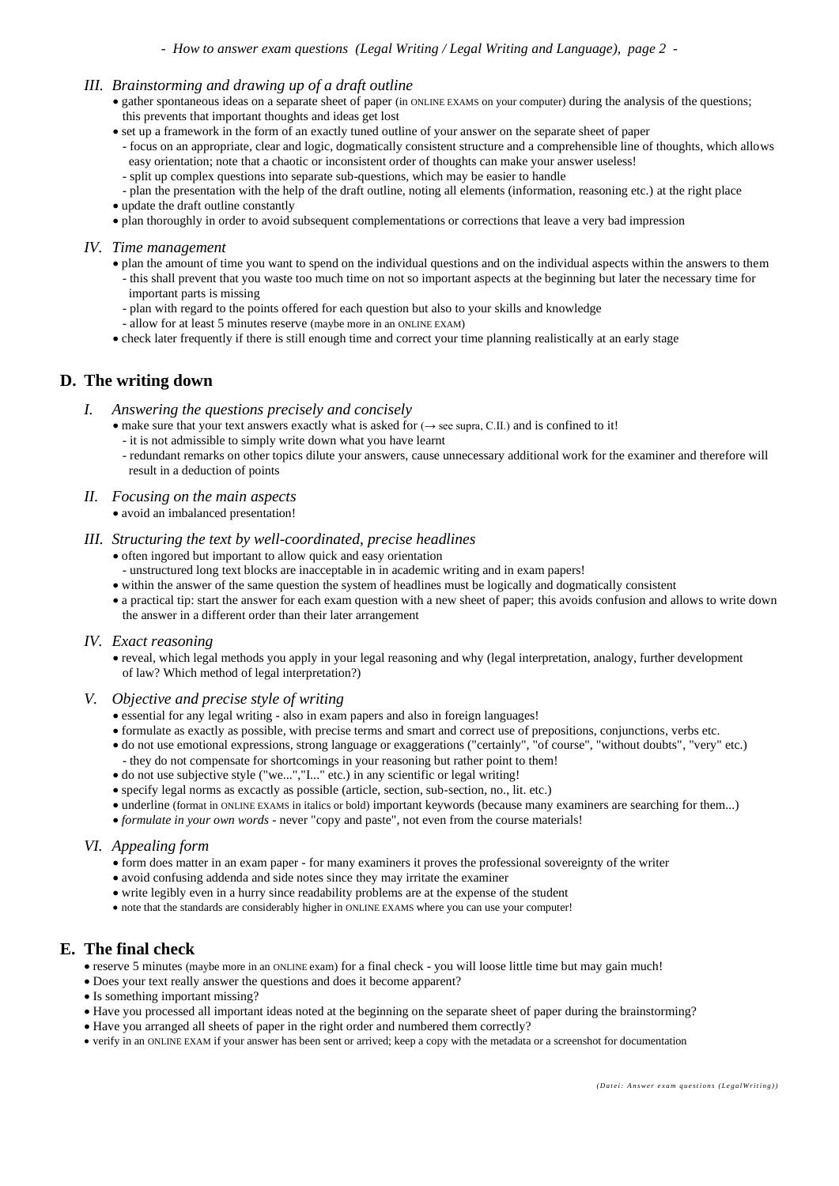### *III. Brainstorming and drawing up of a draft outline*

- gather spontaneous ideas on a separate sheet of paper (in ONLINE EXAMS on your computer) during the analysis of the questions; this prevents that important thoughts and ideas get lost
- set up a framework in the form of an exactly tuned outline of your answer on the separate sheet of paper
  - focus on an appropriate, clear and logic, dogmatically consistent structure and a comprehensible line of thoughts, which allows easy orientation; note that a chaotic or inconsistent order of thoughts can make your answer useless!
  - split up complex questions into separate sub-questions, which may be easier to handle
  - plan the presentation with the help of the draft outline, noting all elements (information, reasoning etc.) at the right place
- update the draft outline constantly
- plan thoroughly in order to avoid subsequent complementations or corrections that leave a very bad impression

### *IV. Time management*

- plan the amount of time you want to spend on the individual questions and on the individual aspects within the answers to them
  - this shall prevent that you waste too much time on not so important aspects at the beginning but later the necessary time for important parts is missing
  - plan with regard to the points offered for each question but also to your skills and knowledge
  - allow for at least 5 minutes reserve (maybe more in an ONLINE EXAM)
- check later frequently if there is still enough time and correct your time planning realistically at an early stage

## D. The writing down

### *I. Answering the questions precisely and concisely*

- make sure that your text answers exactly what is asked for (→ see supra, C.II.) and is confined to it!
  - it is not admissible to simply write down what you have learnt
  - redundant remarks on other topics dilute your answers, cause unnecessary additional work for the examiner and therefore will result in a deduction of points

### *II. Focusing on the main aspects*

- avoid an imbalanced presentation!

### *III. Structuring the text by well-coordinated, precise headlines*

- often ingored but important to allow quick and easy orientation
  - unstructured long text blocks are inacceptable in in academic writing and in exam papers!
- within the answer of the same question the system of headlines must be logically and dogmatically consistent
- a practical tip: start the answer for each exam question with a new sheet of paper; this avoids confusion and allows to write down the answer in a different order than their later arrangement

### *IV. Exact reasoning*

- reveal, which legal methods you apply in your legal reasoning and why (legal interpretation, analogy, further development of law? Which method of legal interpretation?)

### *V. Objective and precise style of writing*

- essential for any legal writing - also in exam papers and also in foreign languages!
- formulate as exactly as possible, with precise terms and smart and correct use of prepositions, conjunctions, verbs etc.
- do not use emotional expressions, strong language or exaggerations ("certainly", "of course", "without doubts", "very" etc.)
  - they do not compensate for shortcomings in your reasoning but rather point to them!
- do not use subjective style ("we...","I..." etc.) in any scientific or legal writing!
- specify legal norms as excactly as possible (article, section, sub-section, no., lit. etc.)
- underline (format in ONLINE EXAMS in italics or bold) important keywords (because many examiners are searching for them...)
- *formulate in your own words* - never "copy and paste", not even from the course materials!

### *VI. Appealing form*

- form does matter in an exam paper - for many examiners it proves the professional sovereignty of the writer
- avoid confusing addenda and side notes since they may irritate the examiner
- write legibly even in a hurry since readability problems are at the expense of the student
- note that the standards are considerably higher in ONLINE EXAMS where you can use your computer!

## E. The final check

- reserve 5 minutes (maybe more in an ONLINE exam) for a final check - you will loose little time but may gain much!
- Does your text really answer the questions and does it become apparent?
- Is something important missing?
- Have you processed all important ideas noted at the beginning on the separate sheet of paper during the brainstorming?
- Have you arranged all sheets of paper in the right order and numbered them correctly?
- verify in an ONLINE EXAM if your answer has been sent or arrived; keep a copy with the metadata or a screenshot for documentation

*(Datei: Answer exam questions (LegalWriting))*